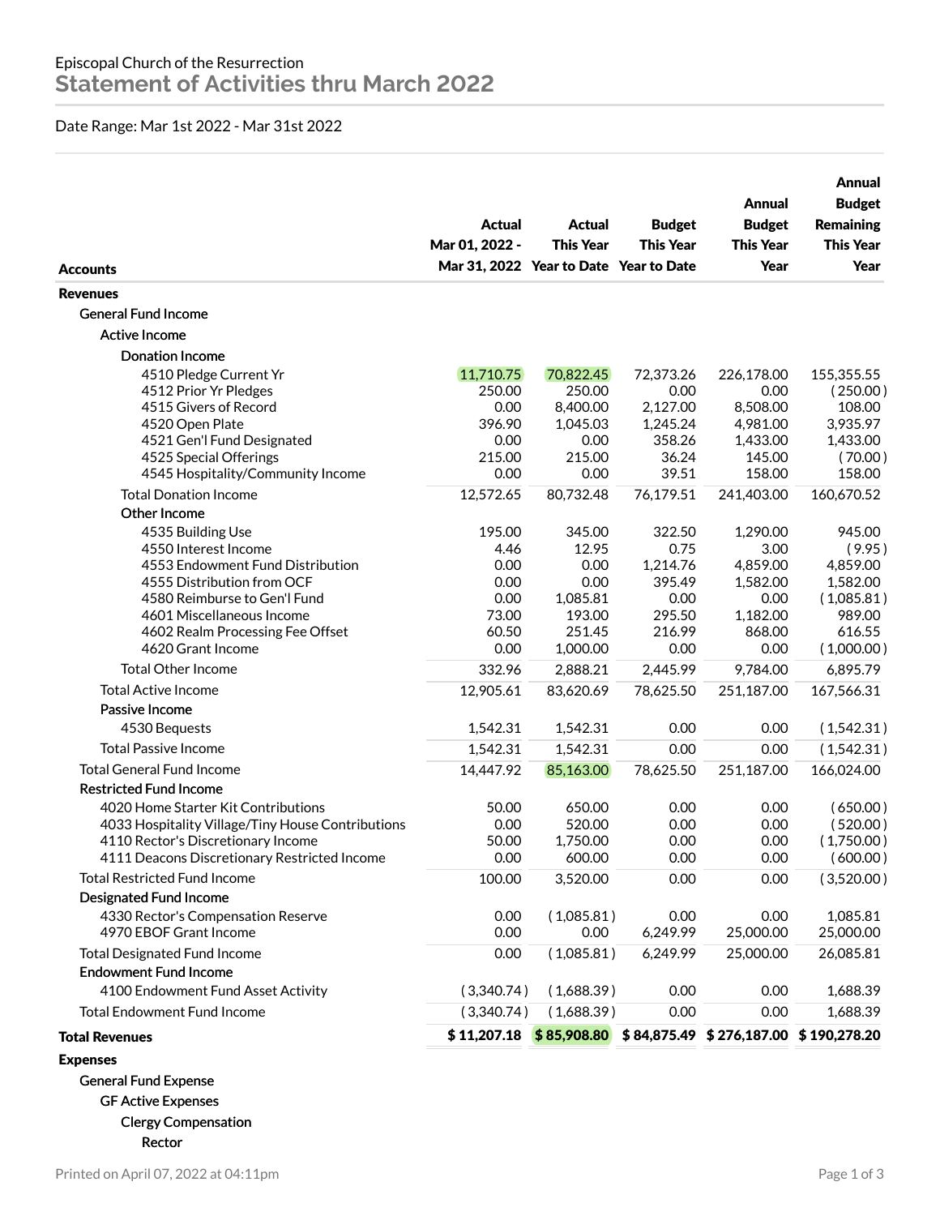Episcopal Church of the Resurrection

# Statement of Activities thru March 2022

Date Range: Mar 1st 2022 - Mar 31st 2022

| Accounts | Actual Mar 01, 2022 - Mar 31, 2022 | Actual This Year Year to Date | Budget This Year Year to Date | Annual Budget This Year | Annual Budget Remaining This Year |
|---|---|---|---|---|---|
| **Revenues** | | | | | |
| General Fund Income | | | | | |
| Active Income | | | | | |
| Donation Income | | | | | |
| 4510 Pledge Current Yr | 11,710.75 | 70,822.45 | 72,373.26 | 226,178.00 | 155,355.55 |
| 4512 Prior Yr Pledges | 250.00 | 250.00 | 0.00 | 0.00 | (250.00) |
| 4515 Givers of Record | 0.00 | 8,400.00 | 2,127.00 | 8,508.00 | 108.00 |
| 4520 Open Plate | 396.90 | 1,045.03 | 1,245.24 | 4,981.00 | 3,935.97 |
| 4521 Gen'l Fund Designated | 0.00 | 0.00 | 358.26 | 1,433.00 | 1,433.00 |
| 4525 Special Offerings | 215.00 | 215.00 | 36.24 | 145.00 | (70.00) |
| 4545 Hospitality/Community Income | 0.00 | 0.00 | 39.51 | 158.00 | 158.00 |
| Total Donation Income | 12,572.65 | 80,732.48 | 76,179.51 | 241,403.00 | 160,670.52 |
| Other Income | | | | | |
| 4535 Building Use | 195.00 | 345.00 | 322.50 | 1,290.00 | 945.00 |
| 4550 Interest Income | 4.46 | 12.95 | 0.75 | 3.00 | (9.95) |
| 4553 Endowment Fund Distribution | 0.00 | 0.00 | 1,214.76 | 4,859.00 | 4,859.00 |
| 4555 Distribution from OCF | 0.00 | 0.00 | 395.49 | 1,582.00 | 1,582.00 |
| 4580 Reimburse to Gen'l Fund | 0.00 | 1,085.81 | 0.00 | 0.00 | (1,085.81) |
| 4601 Miscellaneous Income | 73.00 | 193.00 | 295.50 | 1,182.00 | 989.00 |
| 4602 Realm Processing Fee Offset | 60.50 | 251.45 | 216.99 | 868.00 | 616.55 |
| 4620 Grant Income | 0.00 | 1,000.00 | 0.00 | 0.00 | (1,000.00) |
| Total Other Income | 332.96 | 2,888.21 | 2,445.99 | 9,784.00 | 6,895.79 |
| Total Active Income | 12,905.61 | 83,620.69 | 78,625.50 | 251,187.00 | 167,566.31 |
| Passive Income | | | | | |
| 4530 Bequests | 1,542.31 | 1,542.31 | 0.00 | 0.00 | (1,542.31) |
| Total Passive Income | 1,542.31 | 1,542.31 | 0.00 | 0.00 | (1,542.31) |
| Total General Fund Income | 14,447.92 | 85,163.00 | 78,625.50 | 251,187.00 | 166,024.00 |
| Restricted Fund Income | | | | | |
| 4020 Home Starter Kit Contributions | 50.00 | 650.00 | 0.00 | 0.00 | (650.00) |
| 4033 Hospitality Village/Tiny House Contributions | 0.00 | 520.00 | 0.00 | 0.00 | (520.00) |
| 4110 Rector's Discretionary Income | 50.00 | 1,750.00 | 0.00 | 0.00 | (1,750.00) |
| 4111 Deacons Discretionary Restricted Income | 0.00 | 600.00 | 0.00 | 0.00 | (600.00) |
| Total Restricted Fund Income | 100.00 | 3,520.00 | 0.00 | 0.00 | (3,520.00) |
| Designated Fund Income | | | | | |
| 4330 Rector's Compensation Reserve | 0.00 | (1,085.81) | 0.00 | 0.00 | 1,085.81 |
| 4970 EBOF Grant Income | 0.00 | 0.00 | 6,249.99 | 25,000.00 | 25,000.00 |
| Total Designated Fund Income | 0.00 | (1,085.81) | 6,249.99 | 25,000.00 | 26,085.81 |
| Endowment Fund Income | | | | | |
| 4100 Endowment Fund Asset Activity | (3,340.74) | (1,688.39) | 0.00 | 0.00 | 1,688.39 |
| Total Endowment Fund Income | (3,340.74) | (1,688.39) | 0.00 | 0.00 | 1,688.39 |
| **Total Revenues** | **$ 11,207.18** | **$ 85,908.80** | **$ 84,875.49** | **$ 276,187.00** | **$ 190,278.20** |
| **Expenses** | | | | | |
| General Fund Expense | | | | | |
| GF Active Expenses | | | | | |
| Clergy Compensation | | | | | |
| Rector | | | | | |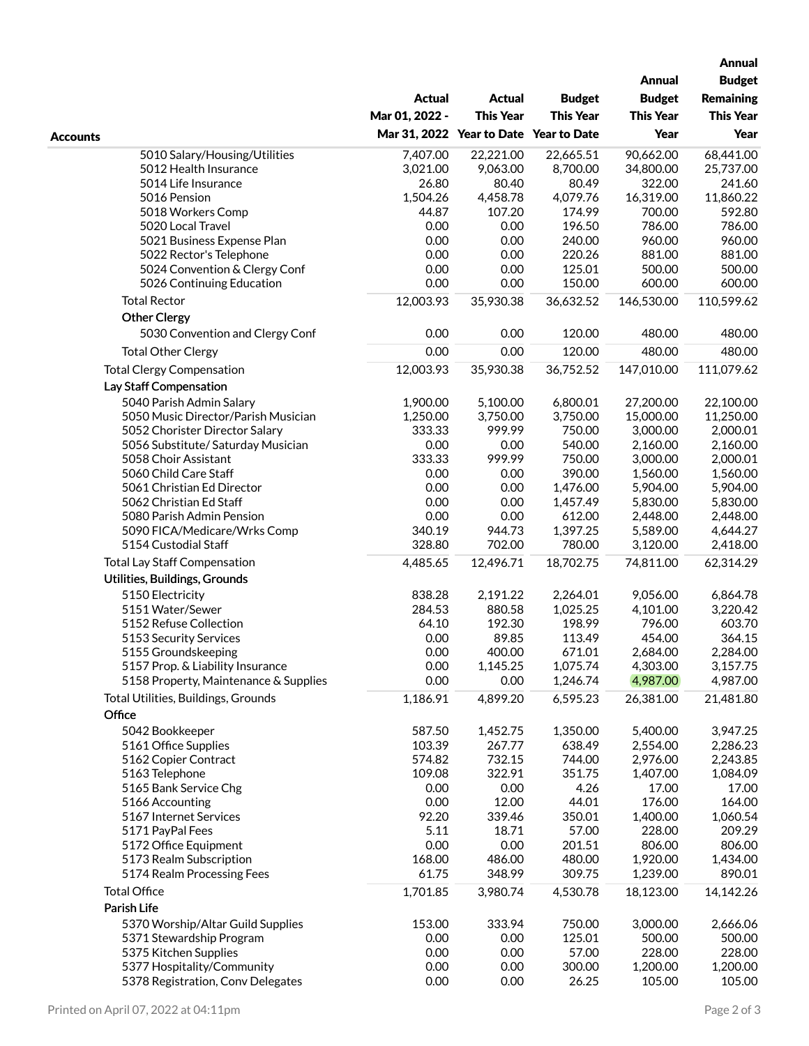| Accounts | Actual Mar 01, 2022 - Mar 31, 2022 | Actual This Year Year to Date | Budget This Year Year to Date | Annual Budget This Year Year | Annual Budget Remaining This Year Year |
|---|---|---|---|---|---|
| 5010 Salary/Housing/Utilities | 7,407.00 | 22,221.00 | 22,665.51 | 90,662.00 | 68,441.00 |
| 5012 Health Insurance | 3,021.00 | 9,063.00 | 8,700.00 | 34,800.00 | 25,737.00 |
| 5014 Life Insurance | 26.80 | 80.40 | 80.49 | 322.00 | 241.60 |
| 5016 Pension | 1,504.26 | 4,458.78 | 4,079.76 | 16,319.00 | 11,860.22 |
| 5018 Workers Comp | 44.87 | 107.20 | 174.99 | 700.00 | 592.80 |
| 5020 Local Travel | 0.00 | 0.00 | 196.50 | 786.00 | 786.00 |
| 5021 Business Expense Plan | 0.00 | 0.00 | 240.00 | 960.00 | 960.00 |
| 5022 Rector's Telephone | 0.00 | 0.00 | 220.26 | 881.00 | 881.00 |
| 5024 Convention & Clergy Conf | 0.00 | 0.00 | 125.01 | 500.00 | 500.00 |
| 5026 Continuing Education | 0.00 | 0.00 | 150.00 | 600.00 | 600.00 |
| Total Rector | 12,003.93 | 35,930.38 | 36,632.52 | 146,530.00 | 110,599.62 |
| **Other Clergy** | | | | | |
| 5030 Convention and Clergy Conf | 0.00 | 0.00 | 120.00 | 480.00 | 480.00 |
| Total Other Clergy | 0.00 | 0.00 | 120.00 | 480.00 | 480.00 |
| Total Clergy Compensation | 12,003.93 | 35,930.38 | 36,752.52 | 147,010.00 | 111,079.62 |
| **Lay Staff Compensation** | | | | | |
| 5040 Parish Admin Salary | 1,900.00 | 5,100.00 | 6,800.01 | 27,200.00 | 22,100.00 |
| 5050 Music Director/Parish Musician | 1,250.00 | 3,750.00 | 3,750.00 | 15,000.00 | 11,250.00 |
| 5052 Chorister Director Salary | 333.33 | 999.99 | 750.00 | 3,000.00 | 2,000.01 |
| 5056 Substitute/ Saturday Musician | 0.00 | 0.00 | 540.00 | 2,160.00 | 2,160.00 |
| 5058 Choir Assistant | 333.33 | 999.99 | 750.00 | 3,000.00 | 2,000.01 |
| 5060 Child Care Staff | 0.00 | 0.00 | 390.00 | 1,560.00 | 1,560.00 |
| 5061 Christian Ed Director | 0.00 | 0.00 | 1,476.00 | 5,904.00 | 5,904.00 |
| 5062 Christian Ed Staff | 0.00 | 0.00 | 1,457.49 | 5,830.00 | 5,830.00 |
| 5080 Parish Admin Pension | 0.00 | 0.00 | 612.00 | 2,448.00 | 2,448.00 |
| 5090 FICA/Medicare/Wrks Comp | 340.19 | 944.73 | 1,397.25 | 5,589.00 | 4,644.27 |
| 5154 Custodial Staff | 328.80 | 702.00 | 780.00 | 3,120.00 | 2,418.00 |
| Total Lay Staff Compensation | 4,485.65 | 12,496.71 | 18,702.75 | 74,811.00 | 62,314.29 |
| **Utilities, Buildings, Grounds** | | | | | |
| 5150 Electricity | 838.28 | 2,191.22 | 2,264.01 | 9,056.00 | 6,864.78 |
| 5151 Water/Sewer | 284.53 | 880.58 | 1,025.25 | 4,101.00 | 3,220.42 |
| 5152 Refuse Collection | 64.10 | 192.30 | 198.99 | 796.00 | 603.70 |
| 5153 Security Services | 0.00 | 89.85 | 113.49 | 454.00 | 364.15 |
| 5155 Groundskeeping | 0.00 | 400.00 | 671.01 | 2,684.00 | 2,284.00 |
| 5157 Prop. & Liability Insurance | 0.00 | 1,145.25 | 1,075.74 | 4,303.00 | 3,157.75 |
| 5158 Property, Maintenance & Supplies | 0.00 | 0.00 | 1,246.74 | 4,987.00 | 4,987.00 |
| Total Utilities, Buildings, Grounds | 1,186.91 | 4,899.20 | 6,595.23 | 26,381.00 | 21,481.80 |
| **Office** | | | | | |
| 5042 Bookkeeper | 587.50 | 1,452.75 | 1,350.00 | 5,400.00 | 3,947.25 |
| 5161 Office Supplies | 103.39 | 267.77 | 638.49 | 2,554.00 | 2,286.23 |
| 5162 Copier Contract | 574.82 | 732.15 | 744.00 | 2,976.00 | 2,243.85 |
| 5163 Telephone | 109.08 | 322.91 | 351.75 | 1,407.00 | 1,084.09 |
| 5165 Bank Service Chg | 0.00 | 0.00 | 4.26 | 17.00 | 17.00 |
| 5166 Accounting | 0.00 | 12.00 | 44.01 | 176.00 | 164.00 |
| 5167 Internet Services | 92.20 | 339.46 | 350.01 | 1,400.00 | 1,060.54 |
| 5171 PayPal Fees | 5.11 | 18.71 | 57.00 | 228.00 | 209.29 |
| 5172 Office Equipment | 0.00 | 0.00 | 201.51 | 806.00 | 806.00 |
| 5173 Realm Subscription | 168.00 | 486.00 | 480.00 | 1,920.00 | 1,434.00 |
| 5174 Realm Processing Fees | 61.75 | 348.99 | 309.75 | 1,239.00 | 890.01 |
| Total Office | 1,701.85 | 3,980.74 | 4,530.78 | 18,123.00 | 14,142.26 |
| **Parish Life** | | | | | |
| 5370 Worship/Altar Guild Supplies | 153.00 | 333.94 | 750.00 | 3,000.00 | 2,666.06 |
| 5371 Stewardship Program | 0.00 | 0.00 | 125.01 | 500.00 | 500.00 |
| 5375 Kitchen Supplies | 0.00 | 0.00 | 57.00 | 228.00 | 228.00 |
| 5377 Hospitality/Community | 0.00 | 0.00 | 300.00 | 1,200.00 | 1,200.00 |
| 5378 Registration, Conv Delegates | 0.00 | 0.00 | 26.25 | 105.00 | 105.00 |

Printed on April 07, 2022 at 04:11pm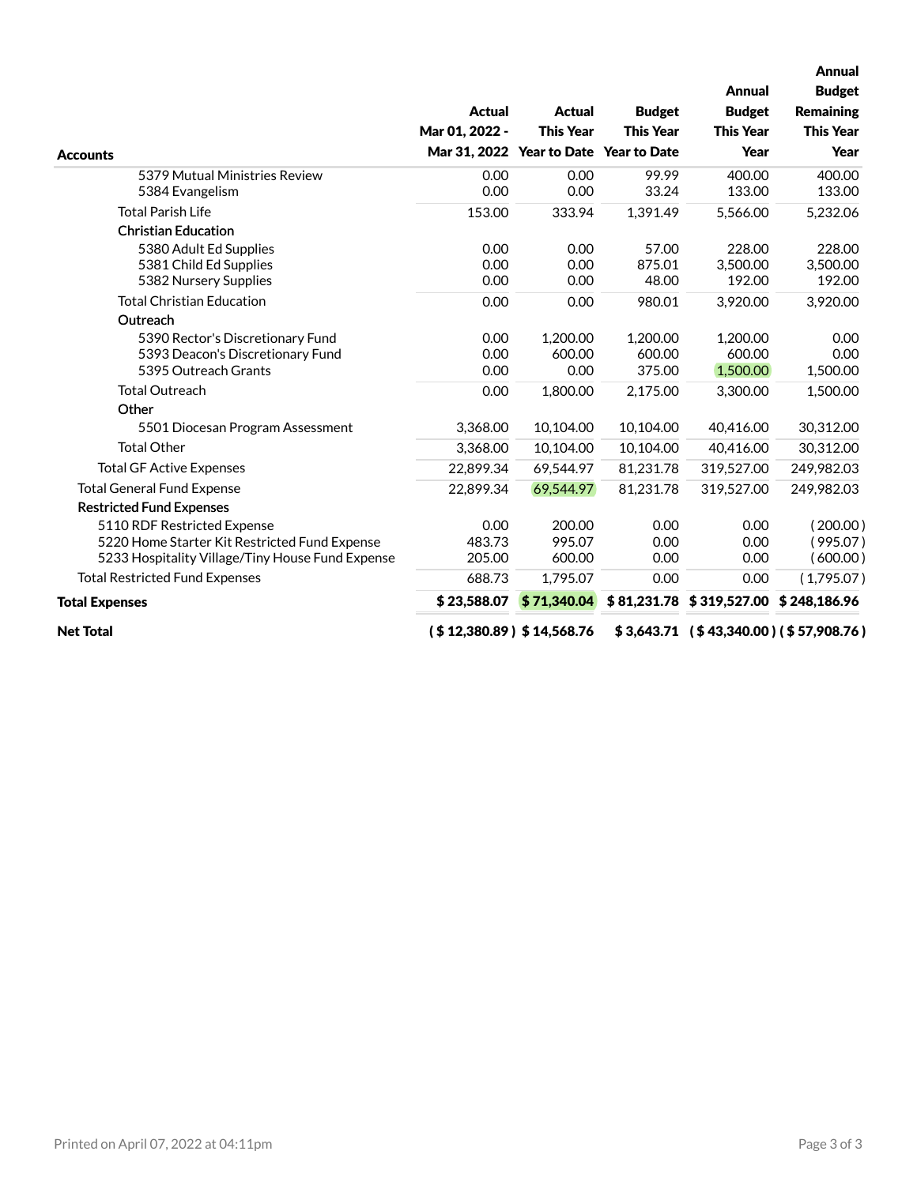| Accounts | Actual Mar 01, 2022 - Mar 31, 2022 | Actual This Year Year to Date | Budget This Year Year to Date | Annual Budget This Year Year | Annual Budget Remaining This Year Year |
|---|---|---|---|---|---|
| 5379 Mutual Ministries Review | 0.00 | 0.00 | 99.99 | 400.00 | 400.00 |
| 5384 Evangelism | 0.00 | 0.00 | 33.24 | 133.00 | 133.00 |
| Total Parish Life | 153.00 | 333.94 | 1,391.49 | 5,566.00 | 5,232.06 |
| **Christian Education** | | | | | |
| 5380 Adult Ed Supplies | 0.00 | 0.00 | 57.00 | 228.00 | 228.00 |
| 5381 Child Ed Supplies | 0.00 | 0.00 | 875.01 | 3,500.00 | 3,500.00 |
| 5382 Nursery Supplies | 0.00 | 0.00 | 48.00 | 192.00 | 192.00 |
| Total Christian Education | 0.00 | 0.00 | 980.01 | 3,920.00 | 3,920.00 |
| **Outreach** | | | | | |
| 5390 Rector's Discretionary Fund | 0.00 | 1,200.00 | 1,200.00 | 1,200.00 | 0.00 |
| 5393 Deacon's Discretionary Fund | 0.00 | 600.00 | 600.00 | 600.00 | 0.00 |
| 5395 Outreach Grants | 0.00 | 0.00 | 375.00 | 1,500.00 | 1,500.00 |
| Total Outreach | 0.00 | 1,800.00 | 2,175.00 | 3,300.00 | 1,500.00 |
| **Other** | | | | | |
| 5501 Diocesan Program Assessment | 3,368.00 | 10,104.00 | 10,104.00 | 40,416.00 | 30,312.00 |
| Total Other | 3,368.00 | 10,104.00 | 10,104.00 | 40,416.00 | 30,312.00 |
| Total GF Active Expenses | 22,899.34 | 69,544.97 | 81,231.78 | 319,527.00 | 249,982.03 |
| Total General Fund Expense | 22,899.34 | 69,544.97 | 81,231.78 | 319,527.00 | 249,982.03 |
| **Restricted Fund Expenses** | | | | | |
| 5110 RDF Restricted Expense | 0.00 | 200.00 | 0.00 | 0.00 | ( 200.00 ) |
| 5220 Home Starter Kit Restricted Fund Expense | 483.73 | 995.07 | 0.00 | 0.00 | ( 995.07 ) |
| 5233 Hospitality Village/Tiny House Fund Expense | 205.00 | 600.00 | 0.00 | 0.00 | ( 600.00 ) |
| Total Restricted Fund Expenses | 688.73 | 1,795.07 | 0.00 | 0.00 | ( 1,795.07 ) |
| **Total Expenses** | **$ 23,588.07** | **$ 71,340.04** | **$ 81,231.78** | **$ 319,527.00** | **$ 248,186.96** |
| **Net Total** | **( $ 12,380.89 )** | **$ 14,568.76** | **$ 3,643.71** | **( $ 43,340.00 )** | **( $ 57,908.76 )** |

Printed on April 07, 2022 at 04:11pm